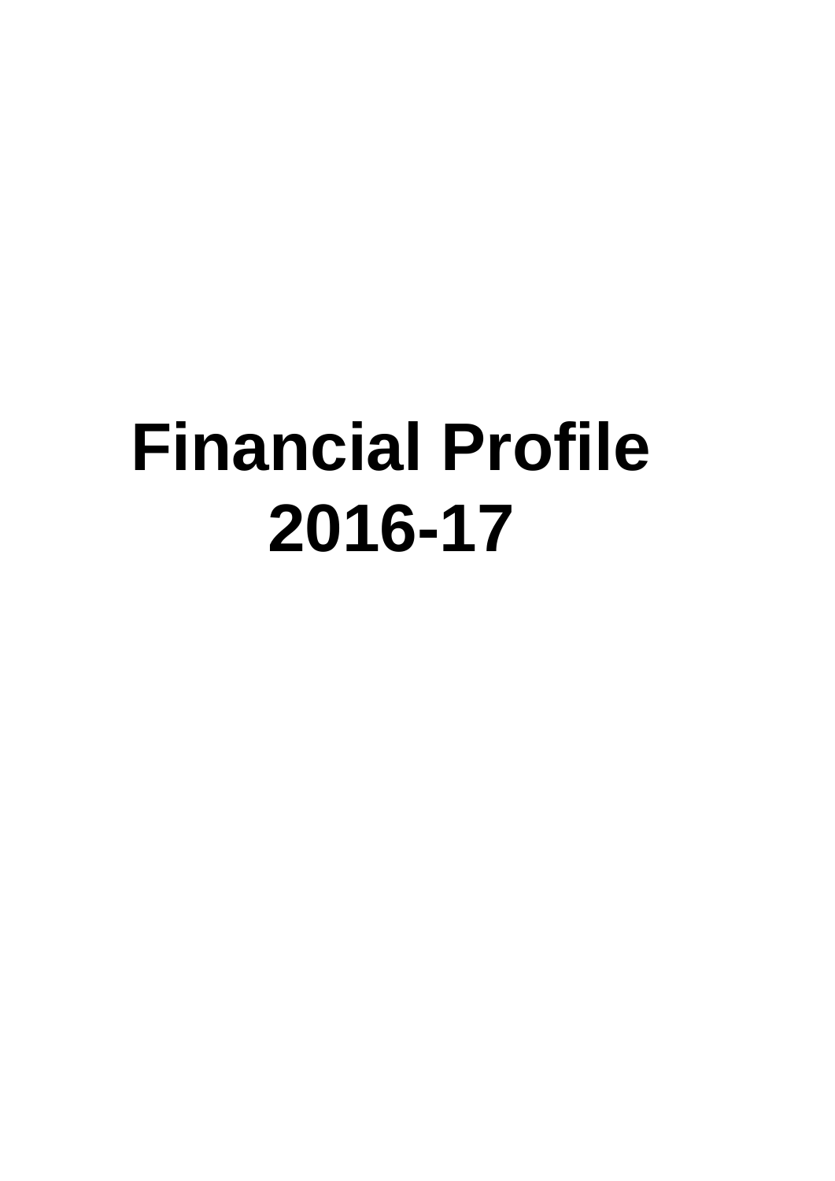# Financial Profile 2016-17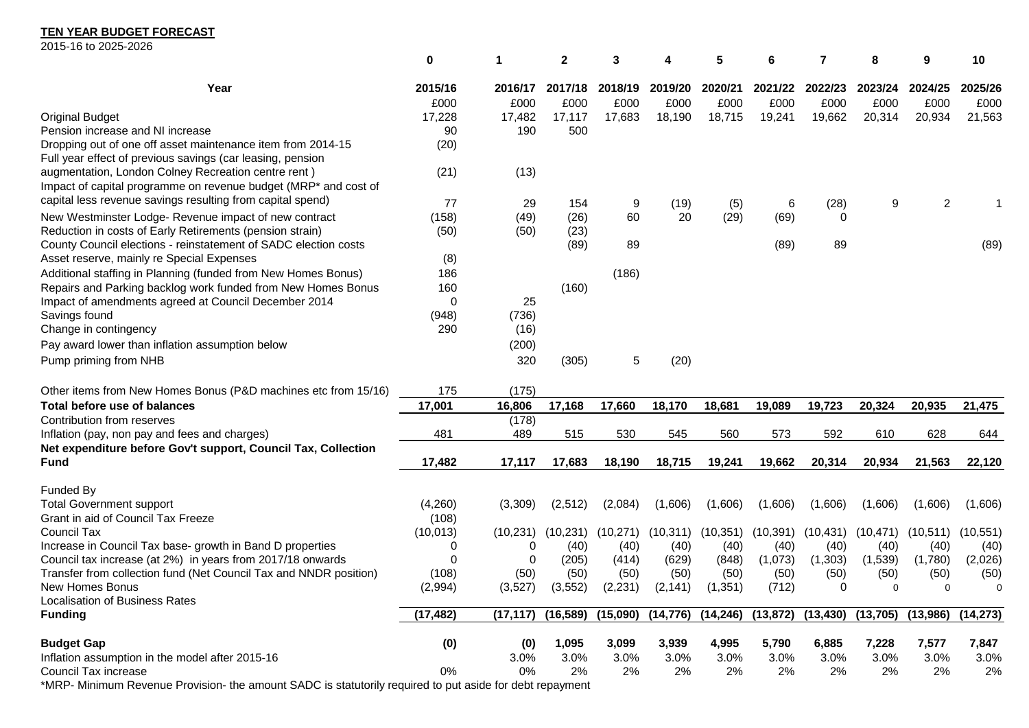**TEN YEAR BUDGET FORECAST**

2015-16 to 2025-2026

| | 0 | 1 | 2 | 3 | 4 | 5 | 6 | 7 | 8 | 9 | 10 |
|---|---|---|---|---|---|---|---|---|---|---|---|
| **Year** | **2015/16** | **2016/17** | **2017/18** | **2018/19** | **2019/20** | **2020/21** | **2021/22** | **2022/23** | **2023/24** | **2024/25** | **2025/26** |
| | £000 | £000 | £000 | £000 | £000 | £000 | £000 | £000 | £000 | £000 | £000 |
| Original Budget | 17,228 | 17,482 | 17,117 | 17,683 | 18,190 | 18,715 | 19,241 | 19,662 | 20,314 | 20,934 | 21,563 |
| Pension increase and NI increase | 90 | 190 | 500 | | | | | | | | |
| Dropping out of one off asset maintenance item from 2014-15 | (20) | | | | | | | | | | |
| Full year effect of previous savings (car leasing, pension augmentation, London Colney Recreation centre rent ) | (21) | (13) | | | | | | | | | |
| Impact of capital programme on revenue budget (MRP* and cost of capital less revenue savings resulting from capital spend) | 77 | 29 | 154 | 9 | (19) | (5) | 6 | (28) | 9 | 2 | 1 |
| New Westminster Lodge- Revenue impact of new contract | (158) | (49) | (26) | 60 | 20 | (29) | (69) | 0 | | | |
| Reduction in costs of Early Retirements (pension strain) | (50) | (50) | (23) | | | | | | | | |
| County Council elections - reinstatement of SADC election costs | | | (89) | 89 | | | (89) | 89 | | | (89) |
| Asset reserve, mainly re Special Expenses | (8) | | | | | | | | | | |
| Additional staffing in Planning (funded from New Homes Bonus) | 186 | | | (186) | | | | | | | |
| Repairs and Parking backlog work funded from New Homes Bonus | 160 | | (160) | | | | | | | | |
| Impact of amendments agreed at Council December 2014 | 0 | 25 | | | | | | | | | |
| Savings found | (948) | (736) | | | | | | | | | |
| Change in contingency | 290 | (16) | | | | | | | | | |
| Pay award lower than inflation assumption below | | (200) | | | | | | | | | |
| Pump priming from NHB | | 320 | (305) | 5 | (20) | | | | | | |
| Other items from New Homes Bonus (P&D machines etc from 15/16) | 175 | (175) | | | | | | | | | |
| **Total before use of balances** | **17,001** | **16,806** | **17,168** | **17,660** | **18,170** | **18,681** | **19,089** | **19,723** | **20,324** | **20,935** | **21,475** |
| Contribution from reserves | | (178) | | | | | | | | | |
| Inflation (pay, non pay and fees and charges) | 481 | 489 | 515 | 530 | 545 | 560 | 573 | 592 | 610 | 628 | 644 |
| **Net expenditure before Gov't support, Council Tax, Collection Fund** | **17,482** | **17,117** | **17,683** | **18,190** | **18,715** | **19,241** | **19,662** | **20,314** | **20,934** | **21,563** | **22,120** |
| Funded By | | | | | | | | | | | |
| Total Government support | (4,260) | (3,309) | (2,512) | (2,084) | (1,606) | (1,606) | (1,606) | (1,606) | (1,606) | (1,606) | (1,606) |
| Grant in aid of Council Tax Freeze | (108) | | | | | | | | | | |
| Council Tax | (10,013) | (10,231) | (10,231) | (10,271) | (10,311) | (10,351) | (10,391) | (10,431) | (10,471) | (10,511) | (10,551) |
| Increase in Council Tax base- growth in Band D properties | 0 | 0 | (40) | (40) | (40) | (40) | (40) | (40) | (40) | (40) | (40) |
| Council tax increase (at 2%) in years from 2017/18 onwards | 0 | 0 | (205) | (414) | (629) | (848) | (1,073) | (1,303) | (1,539) | (1,780) | (2,026) |
| Transfer from collection fund (Net Council Tax and NNDR position) | (108) | (50) | (50) | (50) | (50) | (50) | (50) | (50) | (50) | (50) | (50) |
| New Homes Bonus | (2,994) | (3,527) | (3,552) | (2,231) | (2,141) | (1,351) | (712) | 0 | 0 | 0 | 0 |
| Localisation of Business Rates | | | | | | | | | | | |
| **Funding** | **(17,482)** | **(17,117)** | **(16,589)** | **(15,090)** | **(14,776)** | **(14,246)** | **(13,872)** | **(13,430)** | **(13,705)** | **(13,986)** | **(14,273)** |
| **Budget Gap** | **(0)** | **(0)** | **1,095** | **3,099** | **3,939** | **4,995** | **5,790** | **6,885** | **7,228** | **7,577** | **7,847** |
| Inflation assumption in the model after 2015-16 | | 3.0% | 3.0% | 3.0% | 3.0% | 3.0% | 3.0% | 3.0% | 3.0% | 3.0% | 3.0% |
| Council Tax increase | 0% | 0% | 2% | 2% | 2% | 2% | 2% | 2% | 2% | 2% | 2% |

*MRP- Minimum Revenue Provision- the amount SADC is statutorily required to put aside for debt repayment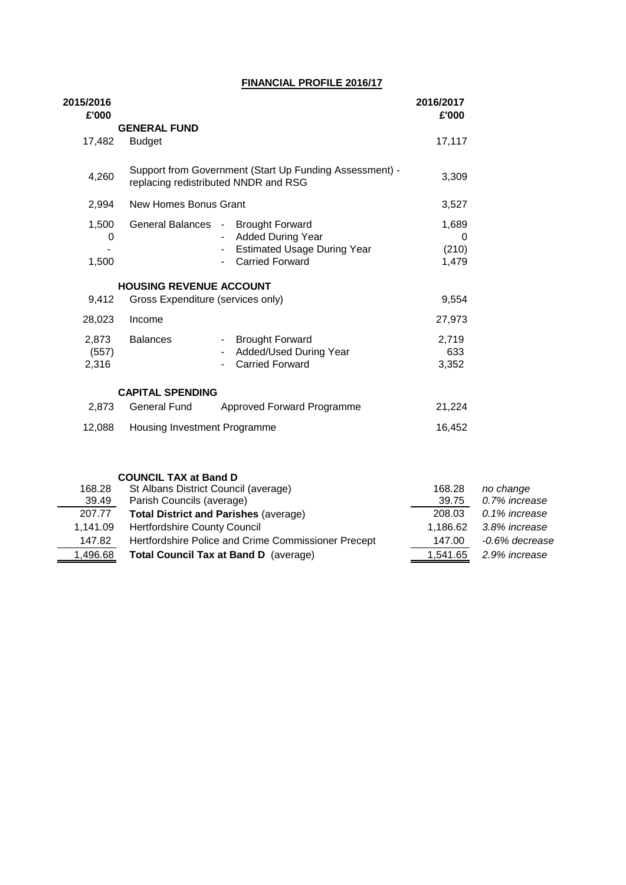# FINANCIAL PROFILE 2016/17

| 2015/2016 £'000 | | | 2016/2017 £'000 |
|---|---|---|---|
| | **GENERAL FUND** | | |
| 17,482 | Budget | | 17,117 |
| 4,260 | Support from Government (Start Up Funding Assessment) - replacing redistributed NNDR and RSG | | 3,309 |
| 2,994 | New Homes Bonus Grant | | 3,527 |
| 1,500 | General Balances | - Brought Forward | 1,689 |
| 0 | | - Added During Year | 0 |
| - | | - Estimated Usage During Year | (210) |
| 1,500 | | - Carried Forward | 1,479 |
| | **HOUSING REVENUE ACCOUNT** | | |
| 9,412 | Gross Expenditure (services only) | | 9,554 |
| 28,023 | Income | | 27,973 |
| 2,873 | Balances | - Brought Forward | 2,719 |
| (557) | | - Added/Used During Year | 633 |
| 2,316 | | - Carried Forward | 3,352 |
| | **CAPITAL SPENDING** | | |
| 2,873 | General Fund | Approved Forward Programme | 21,224 |
| 12,088 | Housing Investment Programme | | 16,452 |

| | **COUNCIL TAX at Band D** | | |
|---|---|---|---|
| 168.28 | St Albans District Council (average) | 168.28 | *no change* |
| 39.49 | Parish Councils (average) | 39.75 | *0.7% increase* |
| 207.77 | **Total District and Parishes** (average) | 208.03 | *0.1% increase* |
| 1,141.09 | Hertfordshire County Council | 1,186.62 | *3.8% increase* |
| 147.82 | Hertfordshire Police and Crime Commissioner Precept | 147.00 | *-0.6% decrease* |
| 1,496.68 | **Total Council Tax at Band D** (average) | 1,541.65 | *2.9% increase* |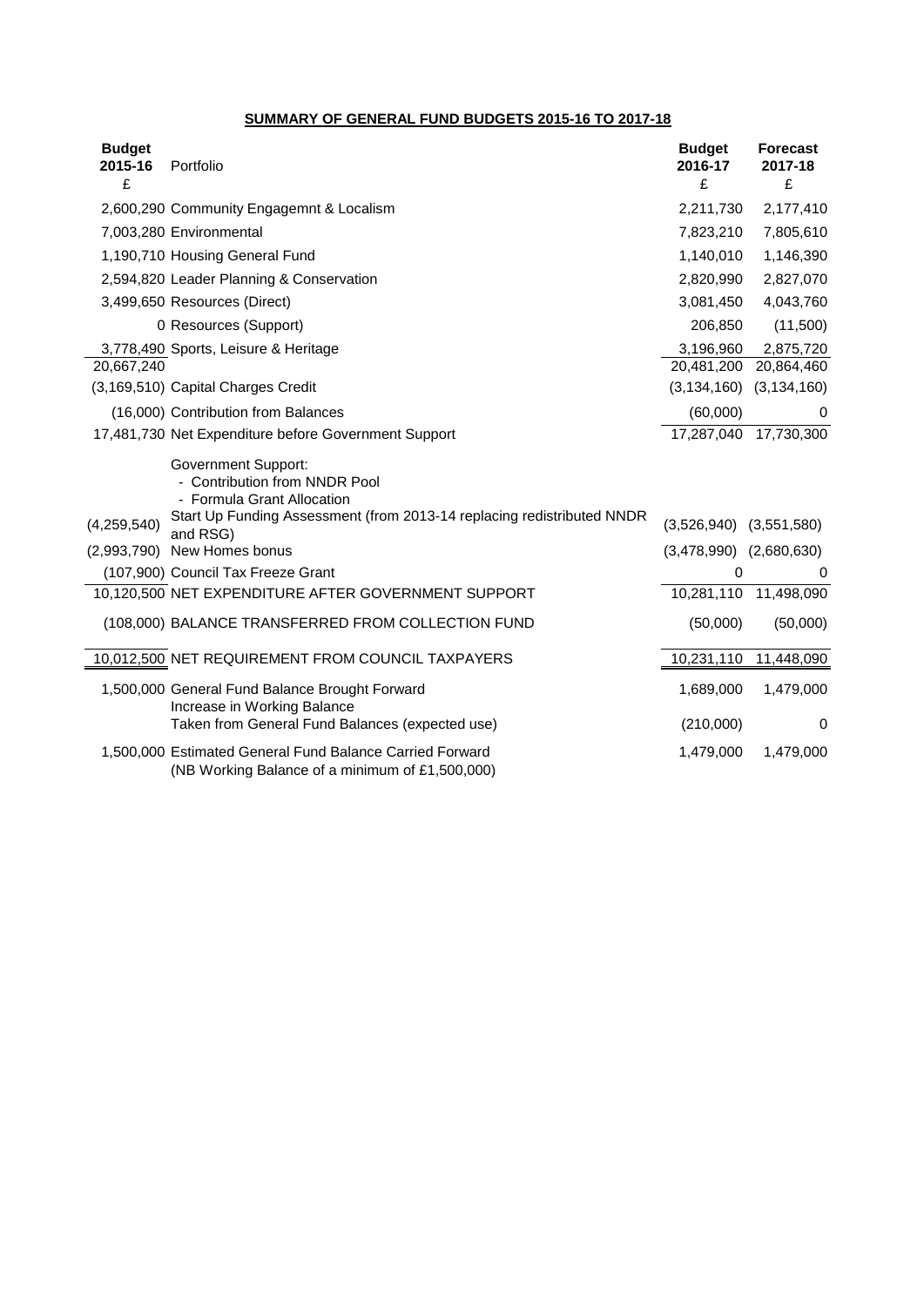## SUMMARY OF GENERAL FUND BUDGETS 2015-16 TO 2017-18

| Budget 2015-16 £ | Portfolio | Budget 2016-17 £ | Forecast 2017-18 £ |
|---|---|---|---|
| 2,600,290 | Community Engagemnt & Localism | 2,211,730 | 2,177,410 |
| 7,003,280 | Environmental | 7,823,210 | 7,805,610 |
| 1,190,710 | Housing General Fund | 1,140,010 | 1,146,390 |
| 2,594,820 | Leader Planning & Conservation | 2,820,990 | 2,827,070 |
| 3,499,650 | Resources (Direct) | 3,081,450 | 4,043,760 |
| 0 | Resources (Support) | 206,850 | (11,500) |
| 3,778,490 | Sports, Leisure & Heritage | 3,196,960 | 2,875,720 |
| 20,667,240 | | 20,481,200 | 20,864,460 |
| (3,169,510) | Capital Charges Credit | (3,134,160) | (3,134,160) |
| (16,000) | Contribution from Balances | (60,000) | 0 |
| 17,481,730 | Net Expenditure before Government Support | 17,287,040 | 17,730,300 |
| | Government Support:<br>- Contribution from NNDR Pool<br>- Formula Grant Allocation | | |
| (4,259,540) | Start Up Funding Assessment (from 2013-14 replacing redistributed NNDR and RSG) | (3,526,940) | (3,551,580) |
| (2,993,790) | New Homes bonus | (3,478,990) | (2,680,630) |
| (107,900) | Council Tax Freeze Grant | 0 | 0 |
| 10,120,500 | NET EXPENDITURE AFTER GOVERNMENT SUPPORT | 10,281,110 | 11,498,090 |
| (108,000) | BALANCE TRANSFERRED FROM COLLECTION FUND | (50,000) | (50,000) |
| 10,012,500 | NET REQUIREMENT FROM COUNCIL TAXPAYERS | 10,231,110 | 11,448,090 |
| 1,500,000 | General Fund Balance Brought Forward | 1,689,000 | 1,479,000 |
| | Increase in Working Balance | | |
| | Taken from General Fund Balances (expected use) | (210,000) | 0 |
| 1,500,000 | Estimated General Fund Balance Carried Forward<br>(NB Working Balance of a minimum of £1,500,000) | 1,479,000 | 1,479,000 |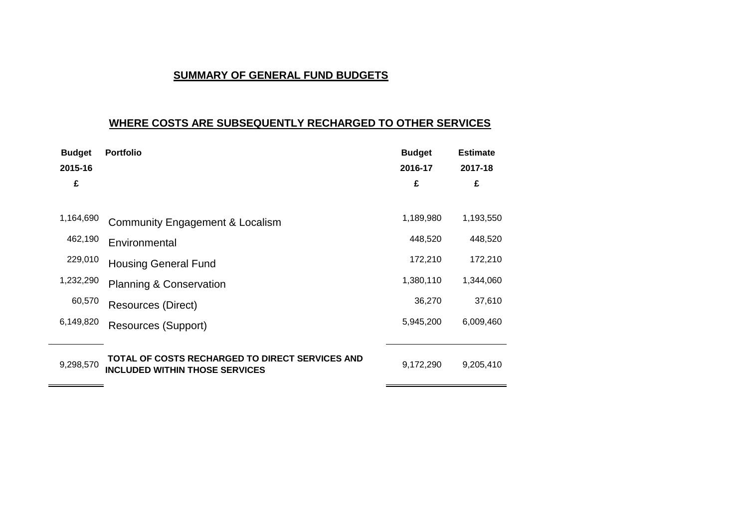## SUMMARY OF GENERAL FUND BUDGETS

## WHERE COSTS ARE SUBSEQUENTLY RECHARGED TO OTHER SERVICES

| Budget 2015-16 £ | Portfolio | Budget 2016-17 £ | Estimate 2017-18 £ |
|---|---|---|---|
| 1,164,690 | Community Engagement & Localism | 1,189,980 | 1,193,550 |
| 462,190 | Environmental | 448,520 | 448,520 |
| 229,010 | Housing General Fund | 172,210 | 172,210 |
| 1,232,290 | Planning & Conservation | 1,380,110 | 1,344,060 |
| 60,570 | Resources (Direct) | 36,270 | 37,610 |
| 6,149,820 | Resources (Support) | 5,945,200 | 6,009,460 |
| 9,298,570 | **TOTAL OF COSTS RECHARGED TO DIRECT SERVICES AND INCLUDED WITHIN THOSE SERVICES** | 9,172,290 | 9,205,410 |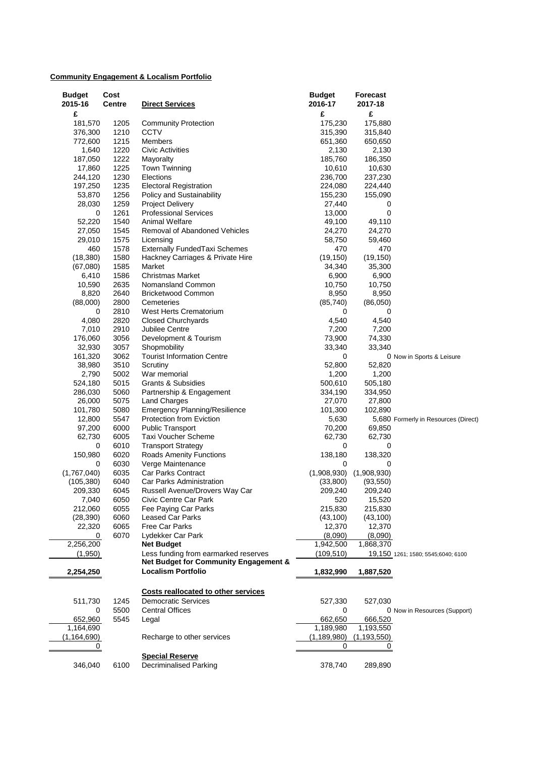**Community Engagement & Localism Portfolio**

| Budget 2015-16 | Cost Centre | Direct Services | Budget 2016-17 | Forecast 2017-18 | |
|---|---|---|---|---|---|
| £ | | | £ | £ | |
| 181,570 | 1205 | Community Protection | 175,230 | 175,880 | |
| 376,300 | 1210 | CCTV | 315,390 | 315,840 | |
| 772,600 | 1215 | Members | 651,360 | 650,650 | |
| 1,640 | 1220 | Civic Activities | 2,130 | 2,130 | |
| 187,050 | 1222 | Mayoralty | 185,760 | 186,350 | |
| 17,860 | 1225 | Town Twinning | 10,610 | 10,630 | |
| 244,120 | 1230 | Elections | 236,700 | 237,230 | |
| 197,250 | 1235 | Electoral Registration | 224,080 | 224,440 | |
| 53,870 | 1256 | Policy and Sustainability | 155,230 | 155,090 | |
| 28,030 | 1259 | Project Delivery | 27,440 | 0 | |
| 0 | 1261 | Professional Services | 13,000 | 0 | |
| 52,220 | 1540 | Animal Welfare | 49,100 | 49,110 | |
| 27,050 | 1545 | Removal of Abandoned Vehicles | 24,270 | 24,270 | |
| 29,010 | 1575 | Licensing | 58,750 | 59,460 | |
| 460 | 1578 | Externally FundedTaxi Schemes | 470 | 470 | |
| (18,380) | 1580 | Hackney Carriages & Private Hire | (19,150) | (19,150) | |
| (67,080) | 1585 | Market | 34,340 | 35,300 | |
| 6,410 | 1586 | Christmas Market | 6,900 | 6,900 | |
| 10,590 | 2635 | Nomansland Common | 10,750 | 10,750 | |
| 8,820 | 2640 | Bricketwood Common | 8,950 | 8,950 | |
| (88,000) | 2800 | Cemeteries | (85,740) | (86,050) | |
| 0 | 2810 | West Herts Crematorium | 0 | 0 | |
| 4,080 | 2820 | Closed Churchyards | 4,540 | 4,540 | |
| 7,010 | 2910 | Jubilee Centre | 7,200 | 7,200 | |
| 176,060 | 3056 | Development & Tourism | 73,900 | 74,330 | |
| 32,930 | 3057 | Shopmobility | 33,340 | 33,340 | |
| 161,320 | 3062 | Tourist Information Centre | 0 | 0 | Now in Sports & Leisure |
| 38,980 | 3510 | Scrutiny | 52,800 | 52,820 | |
| 2,790 | 5002 | War memorial | 1,200 | 1,200 | |
| 524,180 | 5015 | Grants & Subsidies | 500,610 | 505,180 | |
| 286,030 | 5060 | Partnership & Engagement | 334,190 | 334,950 | |
| 26,000 | 5075 | Land Charges | 27,070 | 27,800 | |
| 101,780 | 5080 | Emergency Planning/Resilience | 101,300 | 102,890 | |
| 12,800 | 5547 | Protection from Eviction | 5,630 | 5,680 | Formerly in Resources (Direct) |
| 97,200 | 6000 | Public Transport | 70,200 | 69,850 | |
| 62,730 | 6005 | Taxi Voucher Scheme | 62,730 | 62,730 | |
| 0 | 6010 | Transport Strategy | 0 | 0 | |
| 150,980 | 6020 | Roads Amenity Functions | 138,180 | 138,320 | |
| 0 | 6030 | Verge Maintenance | 0 | 0 | |
| (1,767,040) | 6035 | Car Parks Contract | (1,908,930) | (1,908,930) | |
| (105,380) | 6040 | Car Parks Administration | (33,800) | (93,550) | |
| 209,330 | 6045 | Russell Avenue/Drovers Way Car | 209,240 | 209,240 | |
| 7,040 | 6050 | Civic Centre Car Park | 520 | 15,520 | |
| 212,060 | 6055 | Fee Paying Car Parks | 215,830 | 215,830 | |
| (28,390) | 6060 | Leased Car Parks | (43,100) | (43,100) | |
| 22,320 | 6065 | Free Car Parks | 12,370 | 12,370 | |
| 0 | 6070 | Lydekker Car Park | (8,090) | (8,090) | |
| 2,256,200 | | **Net Budget** | 1,942,500 | 1,868,370 | |
| (1,950) | | Less funding from earmarked reserves | (109,510) | 19,150 | 1261; 1580; 5545;6040; 6100 |
| **2,254,250** | | **Net Budget for Community Engagement & Localism Portfolio** | **1,832,990** | **1,887,520** | |
| | | **Costs reallocated to other services** | | | |
| 511,730 | 1245 | Democratic Services | 527,330 | 527,030 | |
| 0 | 5500 | Central Offices | 0 | 0 | Now in Resources (Support) |
| 652,960 | 5545 | Legal | 662,650 | 666,520 | |
| 1,164,690 | | | 1,189,980 | 1,193,550 | |
| (1,164,690) | | Recharge to other services | (1,189,980) | (1,193,550) | |
| 0 | | | 0 | 0 | |
| | | **Special Reserve** | | | |
| 346,040 | 6100 | Decriminalised Parking | 378,740 | 289,890 | |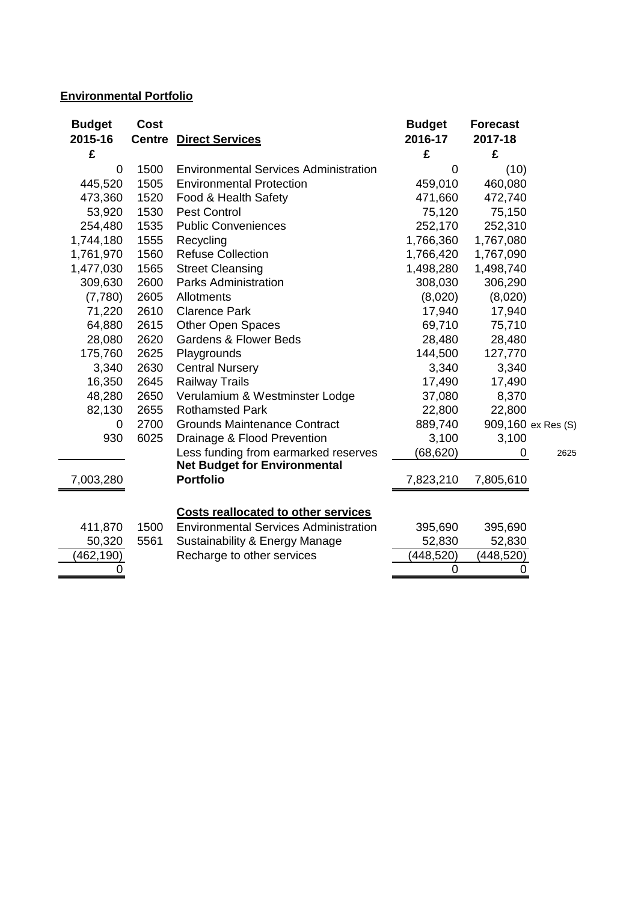**Environmental Portfolio**

| Budget 2015-16 £ | Cost Centre | Direct Services | Budget 2016-17 £ | Forecast 2017-18 £ | |
|---|---|---|---|---|---|
| 0 | 1500 | Environmental Services Administration | 0 | (10) | |
| 445,520 | 1505 | Environmental Protection | 459,010 | 460,080 | |
| 473,360 | 1520 | Food & Health Safety | 471,660 | 472,740 | |
| 53,920 | 1530 | Pest Control | 75,120 | 75,150 | |
| 254,480 | 1535 | Public Conveniences | 252,170 | 252,310 | |
| 1,744,180 | 1555 | Recycling | 1,766,360 | 1,767,080 | |
| 1,761,970 | 1560 | Refuse Collection | 1,766,420 | 1,767,090 | |
| 1,477,030 | 1565 | Street Cleansing | 1,498,280 | 1,498,740 | |
| 309,630 | 2600 | Parks Administration | 308,030 | 306,290 | |
| (7,780) | 2605 | Allotments | (8,020) | (8,020) | |
| 71,220 | 2610 | Clarence Park | 17,940 | 17,940 | |
| 64,880 | 2615 | Other Open Spaces | 69,710 | 75,710 | |
| 28,080 | 2620 | Gardens & Flower Beds | 28,480 | 28,480 | |
| 175,760 | 2625 | Playgrounds | 144,500 | 127,770 | |
| 3,340 | 2630 | Central Nursery | 3,340 | 3,340 | |
| 16,350 | 2645 | Railway Trails | 17,490 | 17,490 | |
| 48,280 | 2650 | Verulamium & Westminster Lodge | 37,080 | 8,370 | |
| 82,130 | 2655 | Rothamsted Park | 22,800 | 22,800 | |
| 0 | 2700 | Grounds Maintenance Contract | 889,740 | 909,160 | ex Res (S) |
| 930 | 6025 | Drainage & Flood Prevention | 3,100 | 3,100 | |
| | | Less funding from earmarked reserves | (68,620) | 0 | 2625 |
| 7,003,280 | | **Net Budget for Environmental Portfolio** | 7,823,210 | 7,805,610 | |

| Budget 2015-16 £ | Cost Centre | Costs reallocated to other services | Budget 2016-17 £ | Forecast 2017-18 £ |
|---|---|---|---|---|
| 411,870 | 1500 | Environmental Services Administration | 395,690 | 395,690 |
| 50,320 | 5561 | Sustainability & Energy Manage | 52,830 | 52,830 |
| (462,190) | | Recharge to other services | (448,520) | (448,520) |
| 0 | | | 0 | 0 |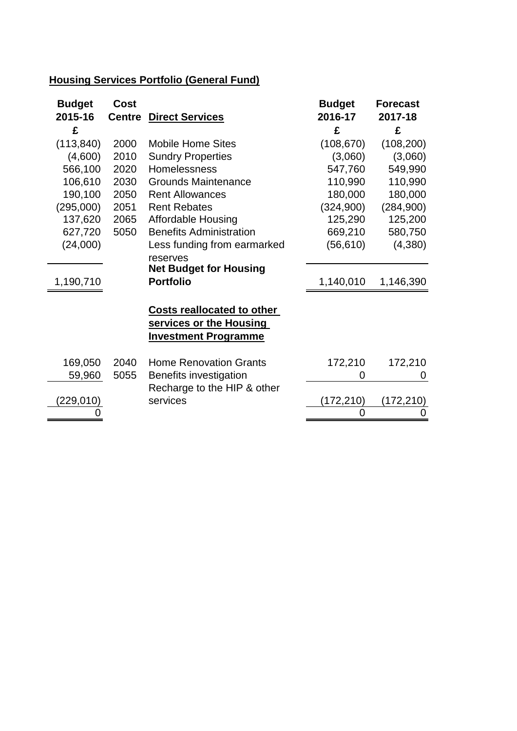## Housing Services Portfolio (General Fund)

| Budget 2015-16 £ | Cost Centre | Direct Services | Budget 2016-17 £ | Forecast 2017-18 £ |
|---|---|---|---|---|
| (113,840) | 2000 | Mobile Home Sites | (108,670) | (108,200) |
| (4,600) | 2010 | Sundry Properties | (3,060) | (3,060) |
| 566,100 | 2020 | Homelessness | 547,760 | 549,990 |
| 106,610 | 2030 | Grounds Maintenance | 110,990 | 110,990 |
| 190,100 | 2050 | Rent Allowances | 180,000 | 180,000 |
| (295,000) | 2051 | Rent Rebates | (324,900) | (284,900) |
| 137,620 | 2065 | Affordable Housing | 125,290 | 125,200 |
| 627,720 | 5050 | Benefits Administration | 669,210 | 580,750 |
| (24,000) | | Less funding from earmarked reserves | (56,610) | (4,380) |
| **1,190,710** | | **Net Budget for Housing Portfolio** | **1,140,010** | **1,146,390** |

**Costs reallocated to other services or the Housing Investment Programme**

| Budget 2015-16 £ | Cost Centre | | Budget 2016-17 £ | Forecast 2017-18 £ |
|---|---|---|---|---|
| 169,050 | 2040 | Home Renovation Grants | 172,210 | 172,210 |
| 59,960 | 5055 | Benefits investigation | 0 | 0 |
| (229,010) | | Recharge to the HIP & other services | (172,210) | (172,210) |
| 0 | | | 0 | 0 |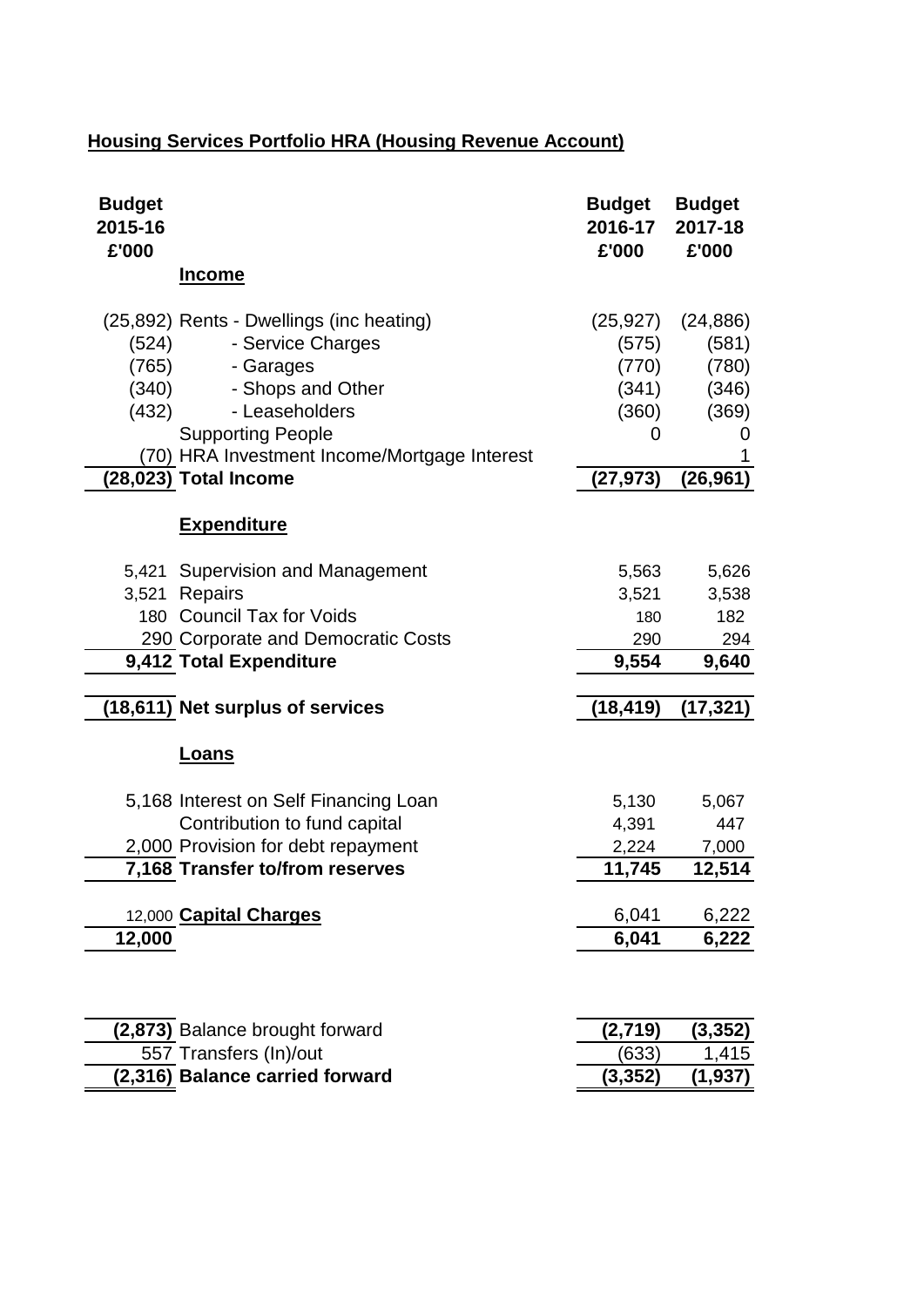## Housing Services Portfolio HRA (Housing Revenue Account)

| Budget 2015-16 £'000 | | Budget 2016-17 £'000 | Budget 2017-18 £'000 |
|---|---|---|---|
| | **Income** | | |
| (25,892) | Rents - Dwellings (inc heating) | (25,927) | (24,886) |
| (524) | - Service Charges | (575) | (581) |
| (765) | - Garages | (770) | (780) |
| (340) | - Shops and Other | (341) | (346) |
| (432) | - Leaseholders | (360) | (369) |
| | Supporting People | 0 | 0 |
| (70) | HRA Investment Income/Mortgage Interest | | 1 |
| **(28,023)** | **Total Income** | **(27,973)** | **(26,961)** |
| | **Expenditure** | | |
| 5,421 | Supervision and Management | 5,563 | 5,626 |
| 3,521 | Repairs | 3,521 | 3,538 |
| 180 | Council Tax for Voids | 180 | 182 |
| 290 | Corporate and Democratic Costs | 290 | 294 |
| **9,412** | **Total Expenditure** | **9,554** | **9,640** |
| **(18,611)** | **Net surplus of services** | **(18,419)** | **(17,321)** |
| | **Loans** | | |
| 5,168 | Interest on Self Financing Loan | 5,130 | 5,067 |
| | Contribution to fund capital | 4,391 | 447 |
| 2,000 | Provision for debt repayment | 2,224 | 7,000 |
| **7,168** | **Transfer to/from reserves** | **11,745** | **12,514** |
| 12,000 | **Capital Charges** | 6,041 | 6,222 |
| **12,000** | | **6,041** | **6,222** |
| **(2,873)** | Balance brought forward | **(2,719)** | **(3,352)** |
| 557 | Transfers (In)/out | (633) | 1,415 |
| **(2,316)** | **Balance carried forward** | **(3,352)** | **(1,937)** |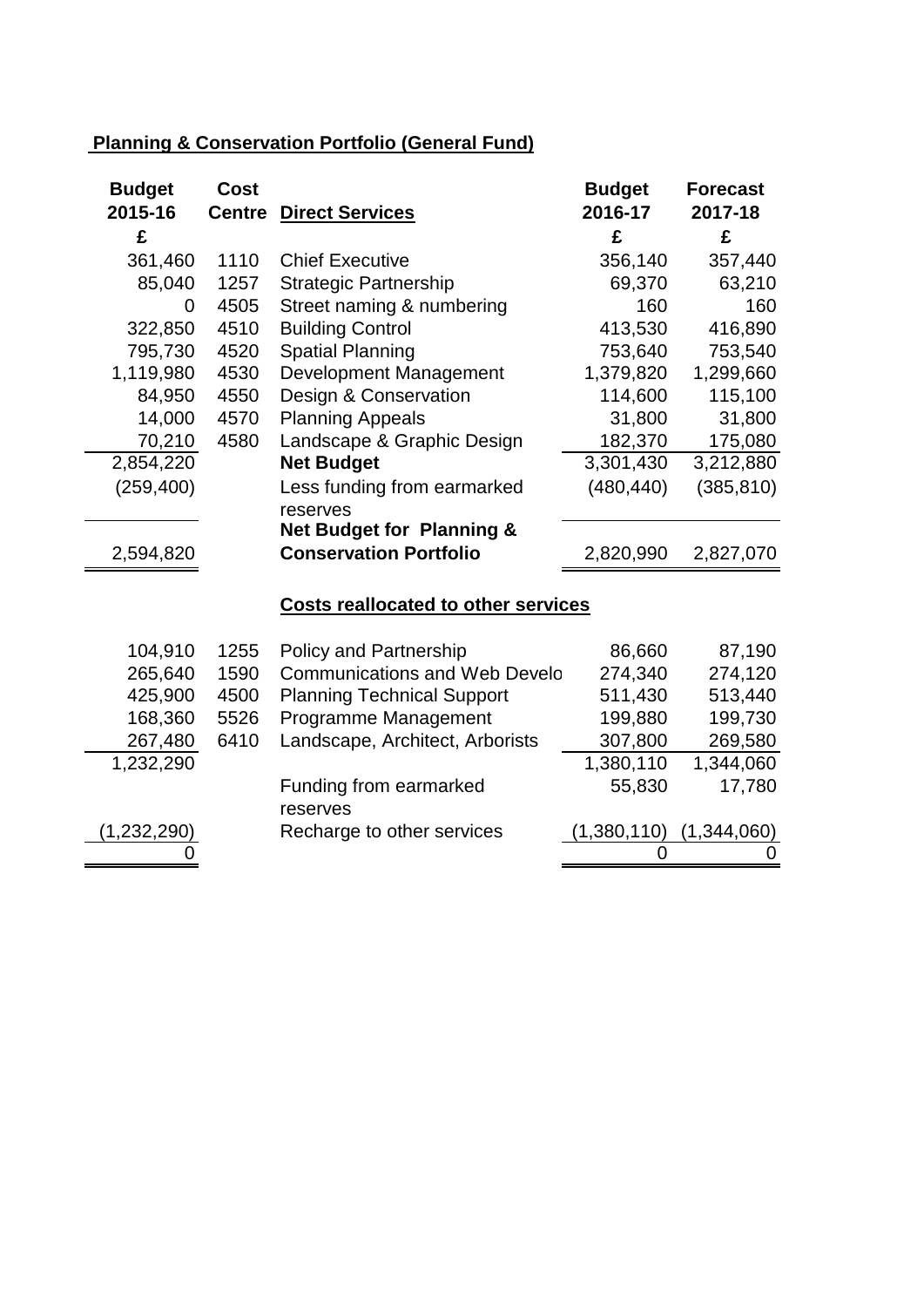## Planning & Conservation Portfolio (General Fund)

| Budget 2015-16 £ | Cost Centre | Direct Services | Budget 2016-17 £ | Forecast 2017-18 £ |
|---|---|---|---|---|
| 361,460 | 1110 | Chief Executive | 356,140 | 357,440 |
| 85,040 | 1257 | Strategic Partnership | 69,370 | 63,210 |
| 0 | 4505 | Street naming & numbering | 160 | 160 |
| 322,850 | 4510 | Building Control | 413,530 | 416,890 |
| 795,730 | 4520 | Spatial Planning | 753,640 | 753,540 |
| 1,119,980 | 4530 | Development Management | 1,379,820 | 1,299,660 |
| 84,950 | 4550 | Design & Conservation | 114,600 | 115,100 |
| 14,000 | 4570 | Planning Appeals | 31,800 | 31,800 |
| 70,210 | 4580 | Landscape & Graphic Design | 182,370 | 175,080 |
| 2,854,220 | | **Net Budget** | 3,301,430 | 3,212,880 |
| (259,400) | | Less funding from earmarked reserves | (480,440) | (385,810) |
| 2,594,820 | | **Net Budget for Planning & Conservation Portfolio** | 2,820,990 | 2,827,070 |

### Costs reallocated to other services

| Budget 2015-16 £ | Cost Centre | | Budget 2016-17 £ | Forecast 2017-18 £ |
|---|---|---|---|---|
| 104,910 | 1255 | Policy and Partnership | 86,660 | 87,190 |
| 265,640 | 1590 | Communications and Web Develo | 274,340 | 274,120 |
| 425,900 | 4500 | Planning Technical Support | 511,430 | 513,440 |
| 168,360 | 5526 | Programme Management | 199,880 | 199,730 |
| 267,480 | 6410 | Landscape, Architect, Arborists | 307,800 | 269,580 |
| 1,232,290 | | | 1,380,110 | 1,344,060 |
| | | Funding from earmarked reserves | 55,830 | 17,780 |
| (1,232,290) | | Recharge to other services | (1,380,110) | (1,344,060) |
| 0 | | | 0 | 0 |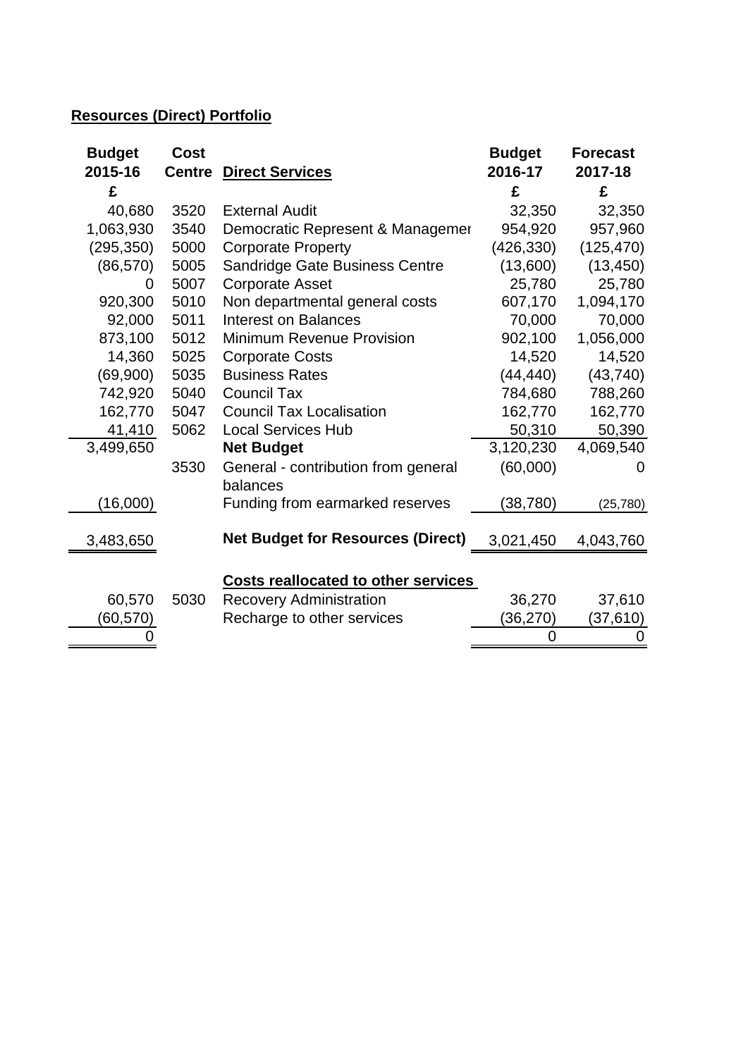**Resources (Direct) Portfolio**

| Budget 2015-16 £ | Cost Centre | Direct Services | Budget 2016-17 £ | Forecast 2017-18 £ |
|---|---|---|---|---|
| 40,680 | 3520 | External Audit | 32,350 | 32,350 |
| 1,063,930 | 3540 | Democratic Represent & Managemer | 954,920 | 957,960 |
| (295,350) | 5000 | Corporate Property | (426,330) | (125,470) |
| (86,570) | 5005 | Sandridge Gate Business Centre | (13,600) | (13,450) |
| 0 | 5007 | Corporate Asset | 25,780 | 25,780 |
| 920,300 | 5010 | Non departmental general costs | 607,170 | 1,094,170 |
| 92,000 | 5011 | Interest on Balances | 70,000 | 70,000 |
| 873,100 | 5012 | Minimum Revenue Provision | 902,100 | 1,056,000 |
| 14,360 | 5025 | Corporate Costs | 14,520 | 14,520 |
| (69,900) | 5035 | Business Rates | (44,440) | (43,740) |
| 742,920 | 5040 | Council Tax | 784,680 | 788,260 |
| 162,770 | 5047 | Council Tax Localisation | 162,770 | 162,770 |
| 41,410 | 5062 | Local Services Hub | 50,310 | 50,390 |
| 3,499,650 | | **Net Budget** | 3,120,230 | 4,069,540 |
| | 3530 | General - contribution from general balances | (60,000) | 0 |
| (16,000) | | Funding from earmarked reserves | (38,780) | (25,780) |
| 3,483,650 | | **Net Budget for Resources (Direct)** | 3,021,450 | 4,043,760 |
| | | **Costs reallocated to other services** | | |
| 60,570 | 5030 | Recovery Administration | 36,270 | 37,610 |
| (60,570) | | Recharge to other services | (36,270) | (37,610) |
| 0 | | | 0 | 0 |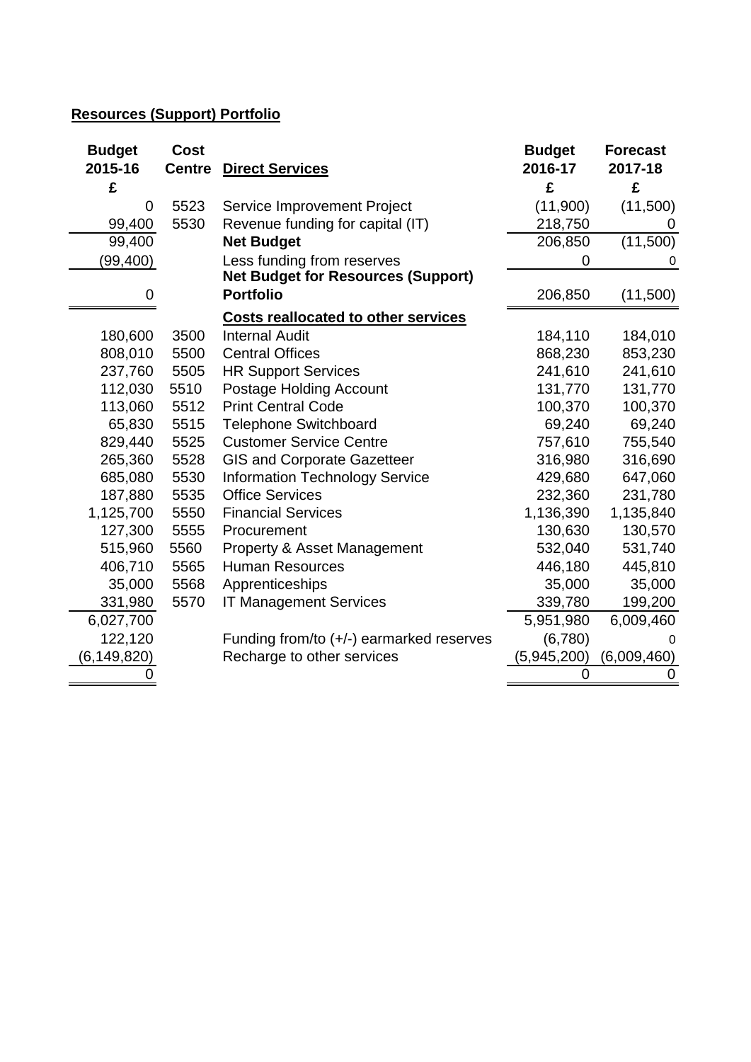**Resources (Support) Portfolio**

| Budget 2015-16 £ | Cost Centre | Direct Services | Budget 2016-17 £ | Forecast 2017-18 £ |
|---|---|---|---|---|
| 0 | 5523 | Service Improvement Project | (11,900) | (11,500) |
| 99,400 | 5530 | Revenue funding for capital (IT) | 218,750 | 0 |
| 99,400 | | **Net Budget** | 206,850 | (11,500) |
| (99,400) | | Less funding from reserves | 0 | 0 |
| 0 | | **Net Budget for Resources (Support) Portfolio** | 206,850 | (11,500) |
| | | **Costs reallocated to other services** | | |
| 180,600 | 3500 | Internal Audit | 184,110 | 184,010 |
| 808,010 | 5500 | Central Offices | 868,230 | 853,230 |
| 237,760 | 5505 | HR Support Services | 241,610 | 241,610 |
| 112,030 | 5510 | Postage Holding Account | 131,770 | 131,770 |
| 113,060 | 5512 | Print Central Code | 100,370 | 100,370 |
| 65,830 | 5515 | Telephone Switchboard | 69,240 | 69,240 |
| 829,440 | 5525 | Customer Service Centre | 757,610 | 755,540 |
| 265,360 | 5528 | GIS and Corporate Gazetteer | 316,980 | 316,690 |
| 685,080 | 5530 | Information Technology Service | 429,680 | 647,060 |
| 187,880 | 5535 | Office Services | 232,360 | 231,780 |
| 1,125,700 | 5550 | Financial Services | 1,136,390 | 1,135,840 |
| 127,300 | 5555 | Procurement | 130,630 | 130,570 |
| 515,960 | 5560 | Property & Asset Management | 532,040 | 531,740 |
| 406,710 | 5565 | Human Resources | 446,180 | 445,810 |
| 35,000 | 5568 | Apprenticeships | 35,000 | 35,000 |
| 331,980 | 5570 | IT Management Services | 339,780 | 199,200 |
| 6,027,700 | | | 5,951,980 | 6,009,460 |
| 122,120 | | Funding from/to (+/-) earmarked reserves | (6,780) | 0 |
| (6,149,820) | | Recharge to other services | (5,945,200) | (6,009,460) |
| 0 | | | 0 | 0 |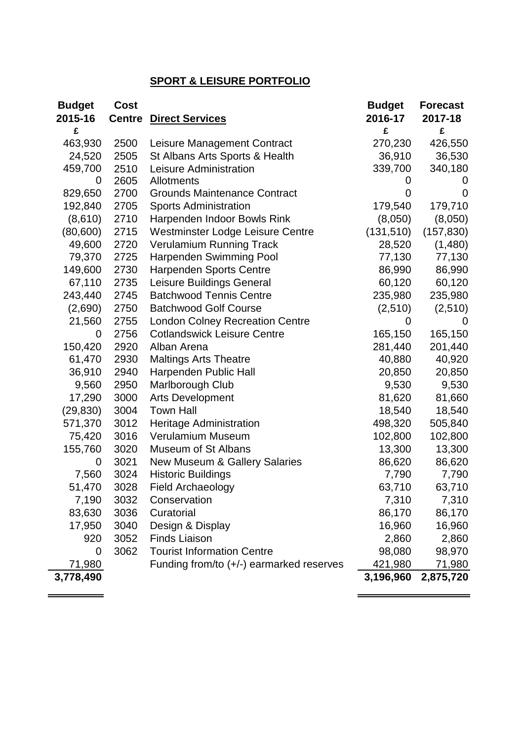## SPORT & LEISURE PORTFOLIO

| Budget 2015-16 £ | Cost Centre | Direct Services | Budget 2016-17 £ | Forecast 2017-18 £ |
|---|---|---|---|---|
| 463,930 | 2500 | Leisure Management Contract | 270,230 | 426,550 |
| 24,520 | 2505 | St Albans Arts Sports & Health | 36,910 | 36,530 |
| 459,700 | 2510 | Leisure Administration | 339,700 | 340,180 |
| 0 | 2605 | Allotments | 0 | 0 |
| 829,650 | 2700 | Grounds Maintenance Contract | 0 | 0 |
| 192,840 | 2705 | Sports Administration | 179,540 | 179,710 |
| (8,610) | 2710 | Harpenden Indoor Bowls Rink | (8,050) | (8,050) |
| (80,600) | 2715 | Westminster Lodge Leisure Centre | (131,510) | (157,830) |
| 49,600 | 2720 | Verulamium Running Track | 28,520 | (1,480) |
| 79,370 | 2725 | Harpenden Swimming Pool | 77,130 | 77,130 |
| 149,600 | 2730 | Harpenden Sports Centre | 86,990 | 86,990 |
| 67,110 | 2735 | Leisure Buildings General | 60,120 | 60,120 |
| 243,440 | 2745 | Batchwood Tennis Centre | 235,980 | 235,980 |
| (2,690) | 2750 | Batchwood Golf Course | (2,510) | (2,510) |
| 21,560 | 2755 | London Colney Recreation Centre | 0 | 0 |
| 0 | 2756 | Cotlandswick Leisure Centre | 165,150 | 165,150 |
| 150,420 | 2920 | Alban Arena | 281,440 | 201,440 |
| 61,470 | 2930 | Maltings Arts Theatre | 40,880 | 40,920 |
| 36,910 | 2940 | Harpenden Public Hall | 20,850 | 20,850 |
| 9,560 | 2950 | Marlborough Club | 9,530 | 9,530 |
| 17,290 | 3000 | Arts Development | 81,620 | 81,660 |
| (29,830) | 3004 | Town Hall | 18,540 | 18,540 |
| 571,370 | 3012 | Heritage Administration | 498,320 | 505,840 |
| 75,420 | 3016 | Verulamium Museum | 102,800 | 102,800 |
| 155,760 | 3020 | Museum of St Albans | 13,300 | 13,300 |
| 0 | 3021 | New Museum & Gallery Salaries | 86,620 | 86,620 |
| 7,560 | 3024 | Historic Buildings | 7,790 | 7,790 |
| 51,470 | 3028 | Field Archaeology | 63,710 | 63,710 |
| 7,190 | 3032 | Conservation | 7,310 | 7,310 |
| 83,630 | 3036 | Curatorial | 86,170 | 86,170 |
| 17,950 | 3040 | Design & Display | 16,960 | 16,960 |
| 920 | 3052 | Finds Liaison | 2,860 | 2,860 |
| 0 | 3062 | Tourist Information Centre | 98,080 | 98,970 |
| 71,980 | | Funding from/to (+/-) earmarked reserves | 421,980 | 71,980 |
| **3,778,490** | | | **3,196,960** | **2,875,720** |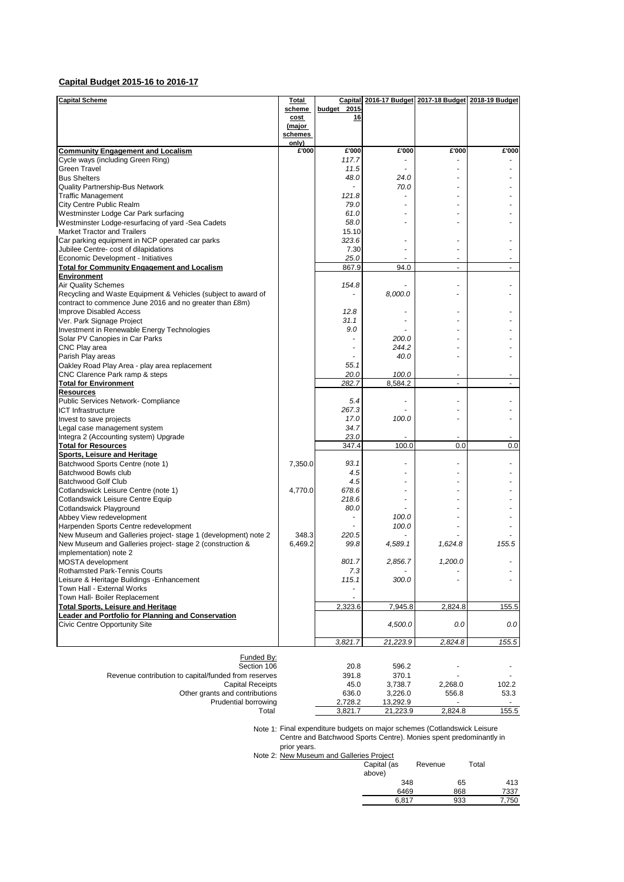## Capital Budget 2015-16 to 2016-17

| Capital Scheme | Total scheme cost (major schemes only) | Capital budget 2015-16 | 2016-17 Budget | 2017-18 Budget | 2018-19 Budget |
|---|---|---|---|---|---|
| **Community Engagement and Localism** | £'000 | £'000 | £'000 | £'000 | £'000 |
| Cycle ways (including Green Ring) | | 117.7 | - | - | - |
| Green Travel | | 11.5 | - | - | - |
| Bus Shelters | | 48.0 | 24.0 | - | - |
| Quality Partnership-Bus Network | | - | 70.0 | - | - |
| Traffic Management | | 121.8 | - | - | - |
| City Centre Public Realm | | 79.0 | - | - | - |
| Westminster Lodge Car Park surfacing | | 61.0 | - | - | - |
| Westminster Lodge-resurfacing of yard -Sea Cadets | | 58.0 | - | - | - |
| Market Tractor and Trailers | | 15.10 | | | |
| Car parking equipment in NCP operated car parks | | 323.6 | - | - | - |
| Jubilee Centre- cost of dilapidations | | 7.30 | - | - | - |
| Economic Development - Initiatives | | 25.0 | - | - | - |
| **Total for Community Engagement and Localism** | | 867.9 | 94.0 | - | - |
| **Environment** | | | | | |
| Air Quality Schemes | | 154.8 | - | - | - |
| Recycling and Waste Equipment & Vehicles (subject to award of contract to commence June 2016 and no greater than £8m) | | - | 8,000.0 | - | - |
| Improve Disabled Access | | 12.8 | - | - | - |
| Ver. Park Signage Project | | 31.1 | - | - | - |
| Investment in Renewable Energy Technologies | | 9.0 | - | - | - |
| Solar PV Canopies in Car Parks | | - | 200.0 | - | - |
| CNC Play area | | - | 244.2 | - | - |
| Parish Play areas | | - | 40.0 | - | - |
| Oakley Road Play Area - play area replacement | | 55.1 | | | |
| CNC Clarence Park ramp & steps | | 20.0 | 100.0 | - | - |
| **Total for Environment** | | 282.7 | 8,584.2 | - | - |
| **Resources** | | | | | |
| Public Services Network- Compliance | | 5.4 | - | - | - |
| ICT Infrastructure | | 267.3 | - | - | - |
| Invest to save projects | | 17.0 | 100.0 | - | - |
| Legal case management system | | 34.7 | | | |
| Integra 2 (Accounting system) Upgrade | | 23.0 | - | - | - |
| **Total for Resources** | | 347.4 | 100.0 | 0.0 | 0.0 |
| **Sports, Leisure and Heritage** | | | | | |
| Batchwood Sports Centre (note 1) | 7,350.0 | 93.1 | - | - | - |
| Batchwood Bowls club | | 4.5 | - | - | - |
| Batchwood Golf Club | | 4.5 | - | - | - |
| Cotlandswick Leisure Centre (note 1) | 4,770.0 | 678.6 | - | - | - |
| Cotlandswick Leisure Centre Equip | | 218.6 | - | - | - |
| Cotlandswick Playground | | 80.0 | - | - | - |
| Abbey View redevelopment | | - | 100.0 | - | - |
| Harpenden Sports Centre redevelopment | | - | 100.0 | - | - |
| New Museum and Galleries project- stage 1 (development) note 2 | 348.3 | 220.5 | - | - | - |
| New Museum and Galleries project- stage 2 (construction & implementation) note 2 | 6,469.2 | 99.8 | 4,589.1 | 1,624.8 | 155.5 |
| MOSTA development | | 801.7 | 2,856.7 | 1,200.0 | - |
| Rothamsted Park-Tennis Courts | | 7.3 | - | - | - |
| Leisure & Heritage Buildings -Enhancement | | 115.1 | 300.0 | - | - |
| Town Hall - External Works | | - | | | |
| Town Hall- Boiler Replacement | | - | | | |
| **Total Sports, Leisure and Heritage** | | 2,323.6 | 7,945.8 | 2,824.8 | 155.5 |
| **Leader and Portfolio for Planning and Conservation** | | | | | |
| Civic Centre Opportunity Site | | | 4,500.0 | 0.0 | 0.0 |
| | | 3,821.7 | 21,223.9 | 2,824.8 | 155.5 |

| Funded By: | 2015-16 | 2016-17 | 2017-18 | 2018-19 |
|---|---|---|---|---|
| Section 106 | 20.8 | 596.2 | - | - |
| Revenue contribution to capital/funded from reserves | 391.8 | 370.1 | - | - |
| Capital Receipts | 45.0 | 3,738.7 | 2,268.0 | 102.2 |
| Other grants and contributions | 636.0 | 3,226.0 | 556.8 | 53.3 |
| Prudential borrowing | 2,728.2 | 13,292.9 | - | - |
| Total | 3,821.7 | 21,223.9 | 2,824.8 | 155.5 |

Note 1: Final expenditure budgets on major schemes (Cotlandswick Leisure Centre and Batchwood Sports Centre). Monies spent predominantly in prior years.

Note 2: New Museum and Galleries Project

| Capital (as above) | Revenue | Total |
|---|---|---|
| 348 | 65 | 413 |
| 6469 | 868 | 7337 |
| 6,817 | 933 | 7,750 |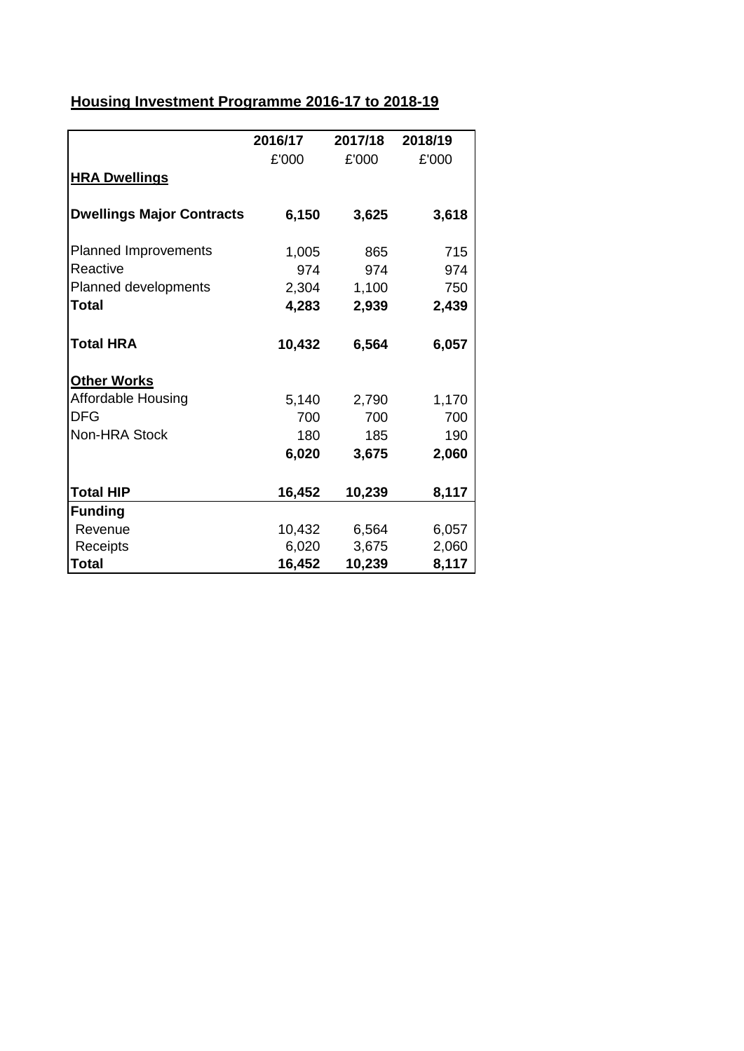## Housing Investment Programme 2016-17 to 2018-19

| | 2016/17 | 2017/18 | 2018/19 |
|---|---|---|---|
| | £'000 | £'000 | £'000 |
| **HRA Dwellings** | | | |
| **Dwellings Major Contracts** | **6,150** | **3,625** | **3,618** |
| Planned Improvements | 1,005 | 865 | 715 |
| Reactive | 974 | 974 | 974 |
| Planned developments | 2,304 | 1,100 | 750 |
| **Total** | **4,283** | **2,939** | **2,439** |
| **Total HRA** | **10,432** | **6,564** | **6,057** |
| **Other Works** | | | |
| Affordable Housing | 5,140 | 2,790 | 1,170 |
| DFG | 700 | 700 | 700 |
| Non-HRA Stock | 180 | 185 | 190 |
| | **6,020** | **3,675** | **2,060** |
| **Total HIP** | **16,452** | **10,239** | **8,117** |
| **Funding** | | | |
| Revenue | 10,432 | 6,564 | 6,057 |
| Receipts | 6,020 | 3,675 | 2,060 |
| **Total** | **16,452** | **10,239** | **8,117** |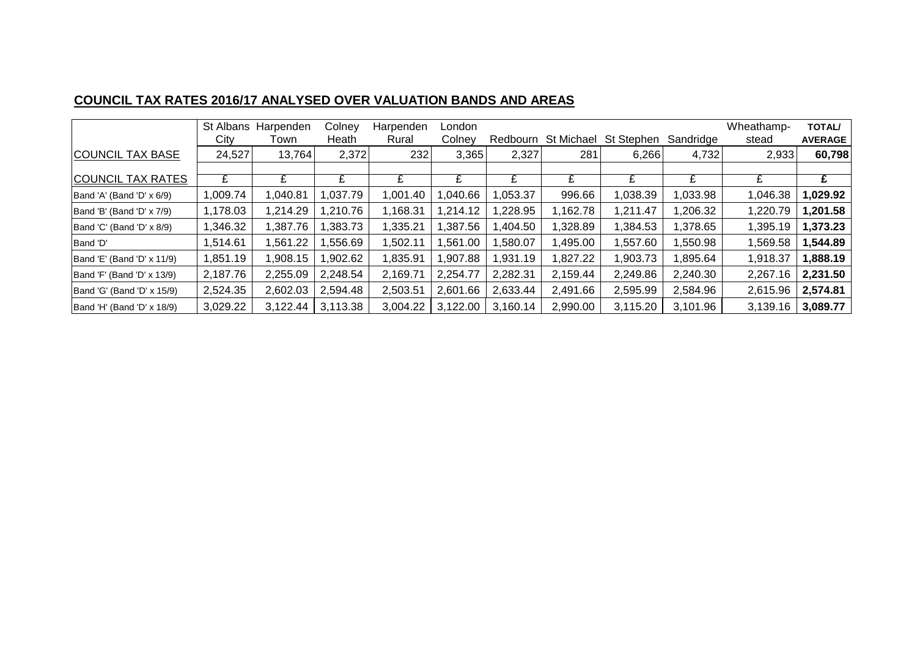## COUNCIL TAX RATES 2016/17 ANALYSED OVER VALUATION BANDS AND AREAS

| | St Albans City | Harpenden Town | Colney Heath | Harpenden Rural | London Colney | Redbourn | St Michael | St Stephen | Sandridge | Wheathamp-stead | **TOTAL/ AVERAGE** |
|---|---|---|---|---|---|---|---|---|---|---|---|
| COUNCIL TAX BASE | 24,527 | 13,764 | 2,372 | 232 | 3,365 | 2,327 | 281 | 6,266 | 4,732 | 2,933 | **60,798** |
| | | | | | | | | | | | |
| COUNCIL TAX RATES | £ | £ | £ | £ | £ | £ | £ | £ | £ | £ | **£** |
| Band 'A' (Band 'D' x 6/9) | 1,009.74 | 1,040.81 | 1,037.79 | 1,001.40 | 1,040.66 | 1,053.37 | 996.66 | 1,038.39 | 1,033.98 | 1,046.38 | **1,029.92** |
| Band 'B' (Band 'D' x 7/9) | 1,178.03 | 1,214.29 | 1,210.76 | 1,168.31 | 1,214.12 | 1,228.95 | 1,162.78 | 1,211.47 | 1,206.32 | 1,220.79 | **1,201.58** |
| Band 'C' (Band 'D' x 8/9) | 1,346.32 | 1,387.76 | 1,383.73 | 1,335.21 | 1,387.56 | 1,404.50 | 1,328.89 | 1,384.53 | 1,378.65 | 1,395.19 | **1,373.23** |
| Band 'D' | 1,514.61 | 1,561.22 | 1,556.69 | 1,502.11 | 1,561.00 | 1,580.07 | 1,495.00 | 1,557.60 | 1,550.98 | 1,569.58 | **1,544.89** |
| Band 'E' (Band 'D' x 11/9) | 1,851.19 | 1,908.15 | 1,902.62 | 1,835.91 | 1,907.88 | 1,931.19 | 1,827.22 | 1,903.73 | 1,895.64 | 1,918.37 | **1,888.19** |
| Band 'F' (Band 'D' x 13/9) | 2,187.76 | 2,255.09 | 2,248.54 | 2,169.71 | 2,254.77 | 2,282.31 | 2,159.44 | 2,249.86 | 2,240.30 | 2,267.16 | **2,231.50** |
| Band 'G' (Band 'D' x 15/9) | 2,524.35 | 2,602.03 | 2,594.48 | 2,503.51 | 2,601.66 | 2,633.44 | 2,491.66 | 2,595.99 | 2,584.96 | 2,615.96 | **2,574.81** |
| Band 'H' (Band 'D' x 18/9) | 3,029.22 | 3,122.44 | 3,113.38 | 3,004.22 | 3,122.00 | 3,160.14 | 2,990.00 | 3,115.20 | 3,101.96 | 3,139.16 | **3,089.77** |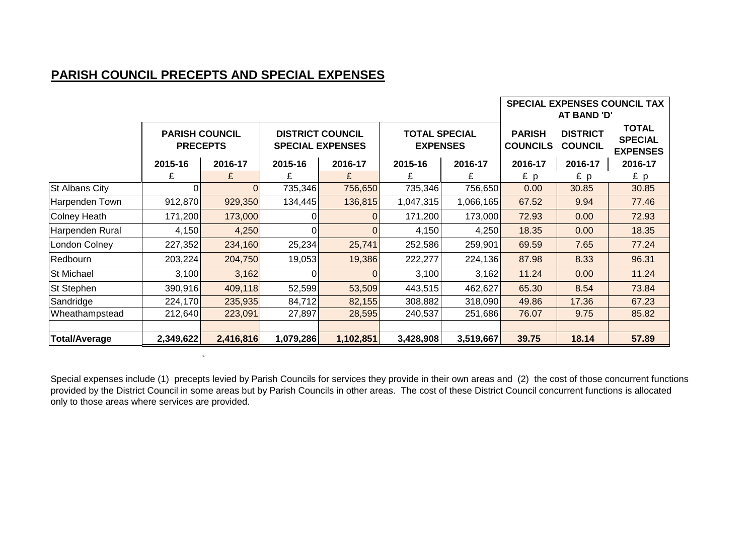## PARISH COUNCIL PRECEPTS AND SPECIAL EXPENSES

| | PARISH COUNCIL PRECEPTS | | DISTRICT COUNCIL SPECIAL EXPENSES | | TOTAL SPECIAL EXPENSES | | SPECIAL EXPENSES COUNCIL TAX AT BAND 'D' | | |
|---|---|---|---|---|---|---|---|---|---|
| | | | | | | | PARISH COUNCILS | DISTRICT COUNCIL | TOTAL SPECIAL EXPENSES |
| | 2015-16 | 2016-17 | 2015-16 | 2016-17 | 2015-16 | 2016-17 | 2016-17 | 2016-17 | 2016-17 |
| | £ | £ | £ | £ | £ | £ | £ p | £ p | £ p |
| St Albans City | 0 | 0 | 735,346 | 756,650 | 735,346 | 756,650 | 0.00 | 30.85 | 30.85 |
| Harpenden Town | 912,870 | 929,350 | 134,445 | 136,815 | 1,047,315 | 1,066,165 | 67.52 | 9.94 | 77.46 |
| Colney Heath | 171,200 | 173,000 | 0 | 0 | 171,200 | 173,000 | 72.93 | 0.00 | 72.93 |
| Harpenden Rural | 4,150 | 4,250 | 0 | 0 | 4,150 | 4,250 | 18.35 | 0.00 | 18.35 |
| London Colney | 227,352 | 234,160 | 25,234 | 25,741 | 252,586 | 259,901 | 69.59 | 7.65 | 77.24 |
| Redbourn | 203,224 | 204,750 | 19,053 | 19,386 | 222,277 | 224,136 | 87.98 | 8.33 | 96.31 |
| St Michael | 3,100 | 3,162 | 0 | 0 | 3,100 | 3,162 | 11.24 | 0.00 | 11.24 |
| St Stephen | 390,916 | 409,118 | 52,599 | 53,509 | 443,515 | 462,627 | 65.30 | 8.54 | 73.84 |
| Sandridge | 224,170 | 235,935 | 84,712 | 82,155 | 308,882 | 318,090 | 49.86 | 17.36 | 67.23 |
| Wheathampstead | 212,640 | 223,091 | 27,897 | 28,595 | 240,537 | 251,686 | 76.07 | 9.75 | 85.82 |
| | | | | | | | | | |
| **Total/Average** | **2,349,622** | **2,416,816** | **1,079,286** | **1,102,851** | **3,428,908** | **3,519,667** | **39.75** | **18.14** | **57.89** |

Special expenses include (1) precepts levied by Parish Councils for services they provide in their own areas and (2) the cost of those concurrent functions provided by the District Council in some areas but by Parish Councils in other areas. The cost of these District Council concurrent functions is allocated only to those areas where services are provided.